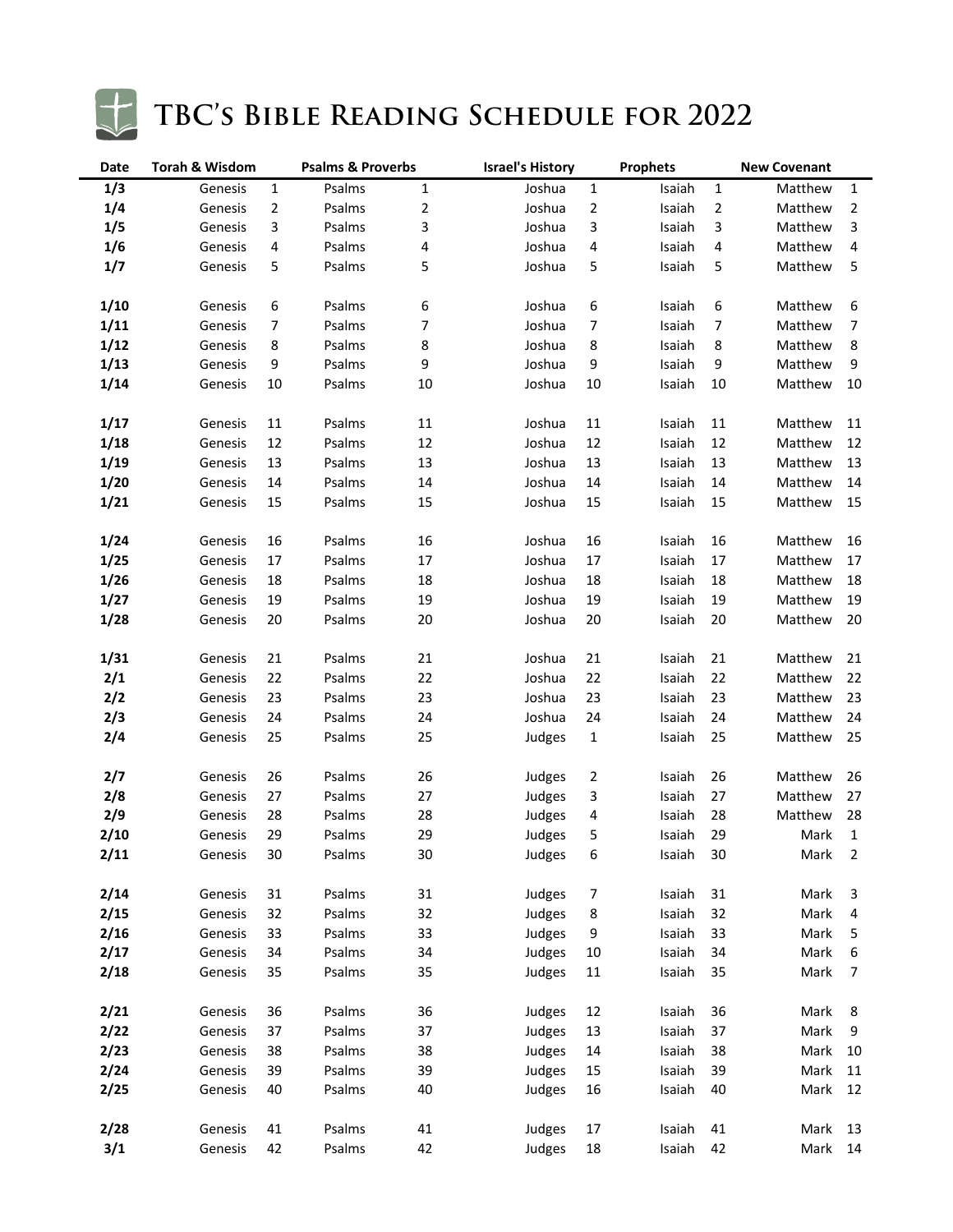# TBC's Bible Reading Schedule for 2022

| Date | Torah & Wisdom | | Psalms & Proverbs | | Israel's History | | Prophets | | New Covenant | |
|---|---|---|---|---|---|---|---|---|---|---|
| 1/3 | Genesis | 1 | Psalms | 1 | Joshua | 1 | Isaiah | 1 | Matthew | 1 |
| 1/4 | Genesis | 2 | Psalms | 2 | Joshua | 2 | Isaiah | 2 | Matthew | 2 |
| 1/5 | Genesis | 3 | Psalms | 3 | Joshua | 3 | Isaiah | 3 | Matthew | 3 |
| 1/6 | Genesis | 4 | Psalms | 4 | Joshua | 4 | Isaiah | 4 | Matthew | 4 |
| 1/7 | Genesis | 5 | Psalms | 5 | Joshua | 5 | Isaiah | 5 | Matthew | 5 |
| 1/10 | Genesis | 6 | Psalms | 6 | Joshua | 6 | Isaiah | 6 | Matthew | 6 |
| 1/11 | Genesis | 7 | Psalms | 7 | Joshua | 7 | Isaiah | 7 | Matthew | 7 |
| 1/12 | Genesis | 8 | Psalms | 8 | Joshua | 8 | Isaiah | 8 | Matthew | 8 |
| 1/13 | Genesis | 9 | Psalms | 9 | Joshua | 9 | Isaiah | 9 | Matthew | 9 |
| 1/14 | Genesis | 10 | Psalms | 10 | Joshua | 10 | Isaiah | 10 | Matthew | 10 |
| 1/17 | Genesis | 11 | Psalms | 11 | Joshua | 11 | Isaiah | 11 | Matthew | 11 |
| 1/18 | Genesis | 12 | Psalms | 12 | Joshua | 12 | Isaiah | 12 | Matthew | 12 |
| 1/19 | Genesis | 13 | Psalms | 13 | Joshua | 13 | Isaiah | 13 | Matthew | 13 |
| 1/20 | Genesis | 14 | Psalms | 14 | Joshua | 14 | Isaiah | 14 | Matthew | 14 |
| 1/21 | Genesis | 15 | Psalms | 15 | Joshua | 15 | Isaiah | 15 | Matthew | 15 |
| 1/24 | Genesis | 16 | Psalms | 16 | Joshua | 16 | Isaiah | 16 | Matthew | 16 |
| 1/25 | Genesis | 17 | Psalms | 17 | Joshua | 17 | Isaiah | 17 | Matthew | 17 |
| 1/26 | Genesis | 18 | Psalms | 18 | Joshua | 18 | Isaiah | 18 | Matthew | 18 |
| 1/27 | Genesis | 19 | Psalms | 19 | Joshua | 19 | Isaiah | 19 | Matthew | 19 |
| 1/28 | Genesis | 20 | Psalms | 20 | Joshua | 20 | Isaiah | 20 | Matthew | 20 |
| 1/31 | Genesis | 21 | Psalms | 21 | Joshua | 21 | Isaiah | 21 | Matthew | 21 |
| 2/1 | Genesis | 22 | Psalms | 22 | Joshua | 22 | Isaiah | 22 | Matthew | 22 |
| 2/2 | Genesis | 23 | Psalms | 23 | Joshua | 23 | Isaiah | 23 | Matthew | 23 |
| 2/3 | Genesis | 24 | Psalms | 24 | Joshua | 24 | Isaiah | 24 | Matthew | 24 |
| 2/4 | Genesis | 25 | Psalms | 25 | Judges | 1 | Isaiah | 25 | Matthew | 25 |
| 2/7 | Genesis | 26 | Psalms | 26 | Judges | 2 | Isaiah | 26 | Matthew | 26 |
| 2/8 | Genesis | 27 | Psalms | 27 | Judges | 3 | Isaiah | 27 | Matthew | 27 |
| 2/9 | Genesis | 28 | Psalms | 28 | Judges | 4 | Isaiah | 28 | Matthew | 28 |
| 2/10 | Genesis | 29 | Psalms | 29 | Judges | 5 | Isaiah | 29 | Mark | 1 |
| 2/11 | Genesis | 30 | Psalms | 30 | Judges | 6 | Isaiah | 30 | Mark | 2 |
| 2/14 | Genesis | 31 | Psalms | 31 | Judges | 7 | Isaiah | 31 | Mark | 3 |
| 2/15 | Genesis | 32 | Psalms | 32 | Judges | 8 | Isaiah | 32 | Mark | 4 |
| 2/16 | Genesis | 33 | Psalms | 33 | Judges | 9 | Isaiah | 33 | Mark | 5 |
| 2/17 | Genesis | 34 | Psalms | 34 | Judges | 10 | Isaiah | 34 | Mark | 6 |
| 2/18 | Genesis | 35 | Psalms | 35 | Judges | 11 | Isaiah | 35 | Mark | 7 |
| 2/21 | Genesis | 36 | Psalms | 36 | Judges | 12 | Isaiah | 36 | Mark | 8 |
| 2/22 | Genesis | 37 | Psalms | 37 | Judges | 13 | Isaiah | 37 | Mark | 9 |
| 2/23 | Genesis | 38 | Psalms | 38 | Judges | 14 | Isaiah | 38 | Mark | 10 |
| 2/24 | Genesis | 39 | Psalms | 39 | Judges | 15 | Isaiah | 39 | Mark | 11 |
| 2/25 | Genesis | 40 | Psalms | 40 | Judges | 16 | Isaiah | 40 | Mark | 12 |
| 2/28 | Genesis | 41 | Psalms | 41 | Judges | 17 | Isaiah | 41 | Mark | 13 |
| 3/1 | Genesis | 42 | Psalms | 42 | Judges | 18 | Isaiah | 42 | Mark | 14 |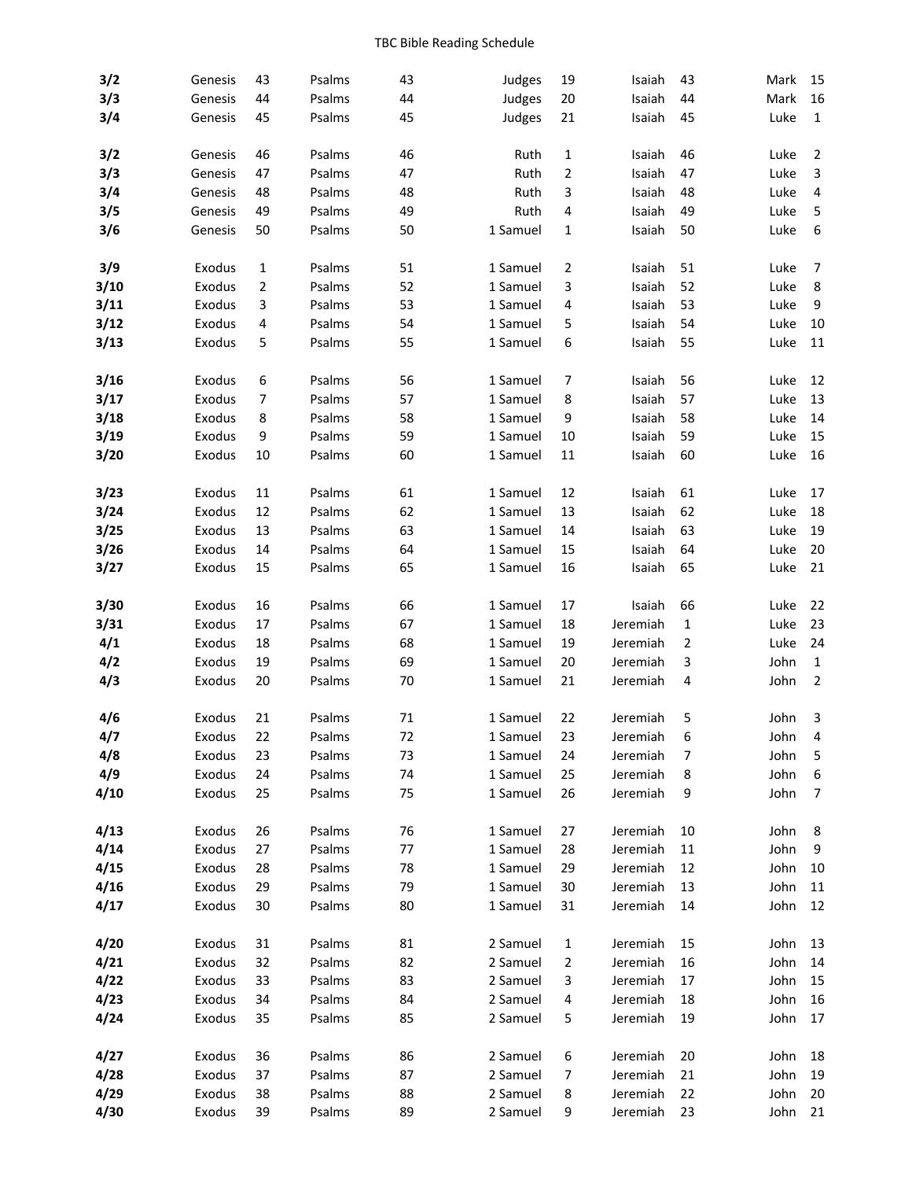TBC Bible Reading Schedule

| Date | Book | Ch | Book | Ch | Book | Ch | Book | Ch | Book | Ch |
|---|---|---|---|---|---|---|---|---|---|---|
| 3/2 | Genesis | 43 | Psalms | 43 | Judges | 19 | Isaiah | 43 | Mark | 15 |
| 3/3 | Genesis | 44 | Psalms | 44 | Judges | 20 | Isaiah | 44 | Mark | 16 |
| 3/4 | Genesis | 45 | Psalms | 45 | Judges | 21 | Isaiah | 45 | Luke | 1 |
| | | | | | | | | | | |
| 3/2 | Genesis | 46 | Psalms | 46 | Ruth | 1 | Isaiah | 46 | Luke | 2 |
| 3/3 | Genesis | 47 | Psalms | 47 | Ruth | 2 | Isaiah | 47 | Luke | 3 |
| 3/4 | Genesis | 48 | Psalms | 48 | Ruth | 3 | Isaiah | 48 | Luke | 4 |
| 3/5 | Genesis | 49 | Psalms | 49 | Ruth | 4 | Isaiah | 49 | Luke | 5 |
| 3/6 | Genesis | 50 | Psalms | 50 | 1 Samuel | 1 | Isaiah | 50 | Luke | 6 |
| | | | | | | | | | | |
| 3/9 | Exodus | 1 | Psalms | 51 | 1 Samuel | 2 | Isaiah | 51 | Luke | 7 |
| 3/10 | Exodus | 2 | Psalms | 52 | 1 Samuel | 3 | Isaiah | 52 | Luke | 8 |
| 3/11 | Exodus | 3 | Psalms | 53 | 1 Samuel | 4 | Isaiah | 53 | Luke | 9 |
| 3/12 | Exodus | 4 | Psalms | 54 | 1 Samuel | 5 | Isaiah | 54 | Luke | 10 |
| 3/13 | Exodus | 5 | Psalms | 55 | 1 Samuel | 6 | Isaiah | 55 | Luke | 11 |
| | | | | | | | | | | |
| 3/16 | Exodus | 6 | Psalms | 56 | 1 Samuel | 7 | Isaiah | 56 | Luke | 12 |
| 3/17 | Exodus | 7 | Psalms | 57 | 1 Samuel | 8 | Isaiah | 57 | Luke | 13 |
| 3/18 | Exodus | 8 | Psalms | 58 | 1 Samuel | 9 | Isaiah | 58 | Luke | 14 |
| 3/19 | Exodus | 9 | Psalms | 59 | 1 Samuel | 10 | Isaiah | 59 | Luke | 15 |
| 3/20 | Exodus | 10 | Psalms | 60 | 1 Samuel | 11 | Isaiah | 60 | Luke | 16 |
| | | | | | | | | | | |
| 3/23 | Exodus | 11 | Psalms | 61 | 1 Samuel | 12 | Isaiah | 61 | Luke | 17 |
| 3/24 | Exodus | 12 | Psalms | 62 | 1 Samuel | 13 | Isaiah | 62 | Luke | 18 |
| 3/25 | Exodus | 13 | Psalms | 63 | 1 Samuel | 14 | Isaiah | 63 | Luke | 19 |
| 3/26 | Exodus | 14 | Psalms | 64 | 1 Samuel | 15 | Isaiah | 64 | Luke | 20 |
| 3/27 | Exodus | 15 | Psalms | 65 | 1 Samuel | 16 | Isaiah | 65 | Luke | 21 |
| | | | | | | | | | | |
| 3/30 | Exodus | 16 | Psalms | 66 | 1 Samuel | 17 | Isaiah | 66 | Luke | 22 |
| 3/31 | Exodus | 17 | Psalms | 67 | 1 Samuel | 18 | Jeremiah | 1 | Luke | 23 |
| 4/1 | Exodus | 18 | Psalms | 68 | 1 Samuel | 19 | Jeremiah | 2 | Luke | 24 |
| 4/2 | Exodus | 19 | Psalms | 69 | 1 Samuel | 20 | Jeremiah | 3 | John | 1 |
| 4/3 | Exodus | 20 | Psalms | 70 | 1 Samuel | 21 | Jeremiah | 4 | John | 2 |
| | | | | | | | | | | |
| 4/6 | Exodus | 21 | Psalms | 71 | 1 Samuel | 22 | Jeremiah | 5 | John | 3 |
| 4/7 | Exodus | 22 | Psalms | 72 | 1 Samuel | 23 | Jeremiah | 6 | John | 4 |
| 4/8 | Exodus | 23 | Psalms | 73 | 1 Samuel | 24 | Jeremiah | 7 | John | 5 |
| 4/9 | Exodus | 24 | Psalms | 74 | 1 Samuel | 25 | Jeremiah | 8 | John | 6 |
| 4/10 | Exodus | 25 | Psalms | 75 | 1 Samuel | 26 | Jeremiah | 9 | John | 7 |
| | | | | | | | | | | |
| 4/13 | Exodus | 26 | Psalms | 76 | 1 Samuel | 27 | Jeremiah | 10 | John | 8 |
| 4/14 | Exodus | 27 | Psalms | 77 | 1 Samuel | 28 | Jeremiah | 11 | John | 9 |
| 4/15 | Exodus | 28 | Psalms | 78 | 1 Samuel | 29 | Jeremiah | 12 | John | 10 |
| 4/16 | Exodus | 29 | Psalms | 79 | 1 Samuel | 30 | Jeremiah | 13 | John | 11 |
| 4/17 | Exodus | 30 | Psalms | 80 | 1 Samuel | 31 | Jeremiah | 14 | John | 12 |
| | | | | | | | | | | |
| 4/20 | Exodus | 31 | Psalms | 81 | 2 Samuel | 1 | Jeremiah | 15 | John | 13 |
| 4/21 | Exodus | 32 | Psalms | 82 | 2 Samuel | 2 | Jeremiah | 16 | John | 14 |
| 4/22 | Exodus | 33 | Psalms | 83 | 2 Samuel | 3 | Jeremiah | 17 | John | 15 |
| 4/23 | Exodus | 34 | Psalms | 84 | 2 Samuel | 4 | Jeremiah | 18 | John | 16 |
| 4/24 | Exodus | 35 | Psalms | 85 | 2 Samuel | 5 | Jeremiah | 19 | John | 17 |
| | | | | | | | | | | |
| 4/27 | Exodus | 36 | Psalms | 86 | 2 Samuel | 6 | Jeremiah | 20 | John | 18 |
| 4/28 | Exodus | 37 | Psalms | 87 | 2 Samuel | 7 | Jeremiah | 21 | John | 19 |
| 4/29 | Exodus | 38 | Psalms | 88 | 2 Samuel | 8 | Jeremiah | 22 | John | 20 |
| 4/30 | Exodus | 39 | Psalms | 89 | 2 Samuel | 9 | Jeremiah | 23 | John | 21 |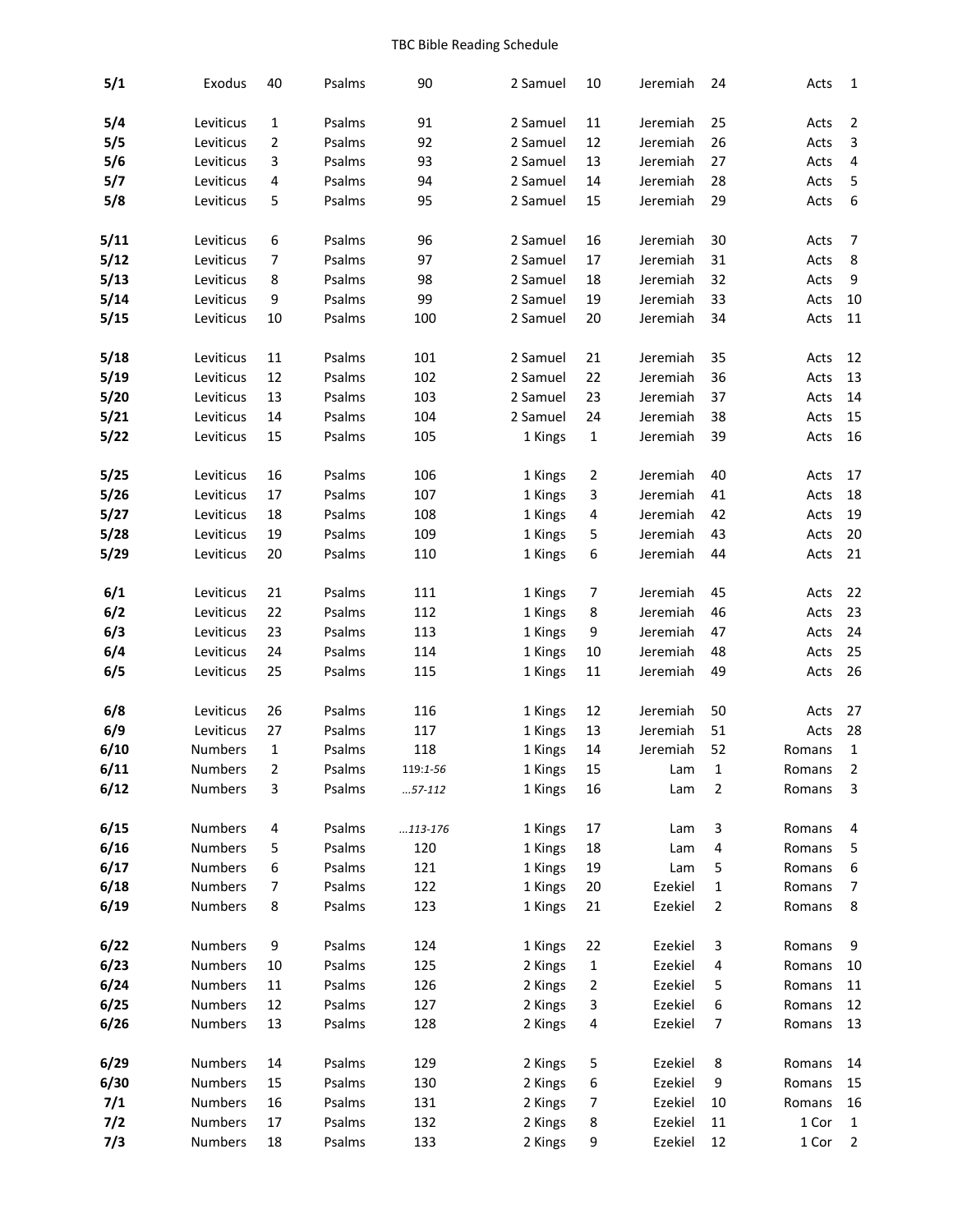TBC Bible Reading Schedule

| Date | Book | Ch | Book | Ch | Book | Ch | Book | Ch | Book | Ch |
|---|---|---|---|---|---|---|---|---|---|---|
| **5/1** | Exodus | 40 | Psalms | 90 | 2 Samuel | 10 | Jeremiah | 24 | Acts | 1 |
| **5/4** | Leviticus | 1 | Psalms | 91 | 2 Samuel | 11 | Jeremiah | 25 | Acts | 2 |
| **5/5** | Leviticus | 2 | Psalms | 92 | 2 Samuel | 12 | Jeremiah | 26 | Acts | 3 |
| **5/6** | Leviticus | 3 | Psalms | 93 | 2 Samuel | 13 | Jeremiah | 27 | Acts | 4 |
| **5/7** | Leviticus | 4 | Psalms | 94 | 2 Samuel | 14 | Jeremiah | 28 | Acts | 5 |
| **5/8** | Leviticus | 5 | Psalms | 95 | 2 Samuel | 15 | Jeremiah | 29 | Acts | 6 |
| **5/11** | Leviticus | 6 | Psalms | 96 | 2 Samuel | 16 | Jeremiah | 30 | Acts | 7 |
| **5/12** | Leviticus | 7 | Psalms | 97 | 2 Samuel | 17 | Jeremiah | 31 | Acts | 8 |
| **5/13** | Leviticus | 8 | Psalms | 98 | 2 Samuel | 18 | Jeremiah | 32 | Acts | 9 |
| **5/14** | Leviticus | 9 | Psalms | 99 | 2 Samuel | 19 | Jeremiah | 33 | Acts | 10 |
| **5/15** | Leviticus | 10 | Psalms | 100 | 2 Samuel | 20 | Jeremiah | 34 | Acts | 11 |
| **5/18** | Leviticus | 11 | Psalms | 101 | 2 Samuel | 21 | Jeremiah | 35 | Acts | 12 |
| **5/19** | Leviticus | 12 | Psalms | 102 | 2 Samuel | 22 | Jeremiah | 36 | Acts | 13 |
| **5/20** | Leviticus | 13 | Psalms | 103 | 2 Samuel | 23 | Jeremiah | 37 | Acts | 14 |
| **5/21** | Leviticus | 14 | Psalms | 104 | 2 Samuel | 24 | Jeremiah | 38 | Acts | 15 |
| **5/22** | Leviticus | 15 | Psalms | 105 | 1 Kings | 1 | Jeremiah | 39 | Acts | 16 |
| **5/25** | Leviticus | 16 | Psalms | 106 | 1 Kings | 2 | Jeremiah | 40 | Acts | 17 |
| **5/26** | Leviticus | 17 | Psalms | 107 | 1 Kings | 3 | Jeremiah | 41 | Acts | 18 |
| **5/27** | Leviticus | 18 | Psalms | 108 | 1 Kings | 4 | Jeremiah | 42 | Acts | 19 |
| **5/28** | Leviticus | 19 | Psalms | 109 | 1 Kings | 5 | Jeremiah | 43 | Acts | 20 |
| **5/29** | Leviticus | 20 | Psalms | 110 | 1 Kings | 6 | Jeremiah | 44 | Acts | 21 |
| **6/1** | Leviticus | 21 | Psalms | 111 | 1 Kings | 7 | Jeremiah | 45 | Acts | 22 |
| **6/2** | Leviticus | 22 | Psalms | 112 | 1 Kings | 8 | Jeremiah | 46 | Acts | 23 |
| **6/3** | Leviticus | 23 | Psalms | 113 | 1 Kings | 9 | Jeremiah | 47 | Acts | 24 |
| **6/4** | Leviticus | 24 | Psalms | 114 | 1 Kings | 10 | Jeremiah | 48 | Acts | 25 |
| **6/5** | Leviticus | 25 | Psalms | 115 | 1 Kings | 11 | Jeremiah | 49 | Acts | 26 |
| **6/8** | Leviticus | 26 | Psalms | 116 | 1 Kings | 12 | Jeremiah | 50 | Acts | 27 |
| **6/9** | Leviticus | 27 | Psalms | 117 | 1 Kings | 13 | Jeremiah | 51 | Acts | 28 |
| **6/10** | Numbers | 1 | Psalms | 118 | 1 Kings | 14 | Jeremiah | 52 | Romans | 1 |
| **6/11** | Numbers | 2 | Psalms | 119:*1-56* | 1 Kings | 15 | Lam | 1 | Romans | 2 |
| **6/12** | Numbers | 3 | Psalms | *…57-112* | 1 Kings | 16 | Lam | 2 | Romans | 3 |
| **6/15** | Numbers | 4 | Psalms | *…113-176* | 1 Kings | 17 | Lam | 3 | Romans | 4 |
| **6/16** | Numbers | 5 | Psalms | 120 | 1 Kings | 18 | Lam | 4 | Romans | 5 |
| **6/17** | Numbers | 6 | Psalms | 121 | 1 Kings | 19 | Lam | 5 | Romans | 6 |
| **6/18** | Numbers | 7 | Psalms | 122 | 1 Kings | 20 | Ezekiel | 1 | Romans | 7 |
| **6/19** | Numbers | 8 | Psalms | 123 | 1 Kings | 21 | Ezekiel | 2 | Romans | 8 |
| **6/22** | Numbers | 9 | Psalms | 124 | 1 Kings | 22 | Ezekiel | 3 | Romans | 9 |
| **6/23** | Numbers | 10 | Psalms | 125 | 2 Kings | 1 | Ezekiel | 4 | Romans | 10 |
| **6/24** | Numbers | 11 | Psalms | 126 | 2 Kings | 2 | Ezekiel | 5 | Romans | 11 |
| **6/25** | Numbers | 12 | Psalms | 127 | 2 Kings | 3 | Ezekiel | 6 | Romans | 12 |
| **6/26** | Numbers | 13 | Psalms | 128 | 2 Kings | 4 | Ezekiel | 7 | Romans | 13 |
| **6/29** | Numbers | 14 | Psalms | 129 | 2 Kings | 5 | Ezekiel | 8 | Romans | 14 |
| **6/30** | Numbers | 15 | Psalms | 130 | 2 Kings | 6 | Ezekiel | 9 | Romans | 15 |
| **7/1** | Numbers | 16 | Psalms | 131 | 2 Kings | 7 | Ezekiel | 10 | Romans | 16 |
| **7/2** | Numbers | 17 | Psalms | 132 | 2 Kings | 8 | Ezekiel | 11 | 1 Cor | 1 |
| **7/3** | Numbers | 18 | Psalms | 133 | 2 Kings | 9 | Ezekiel | 12 | 1 Cor | 2 |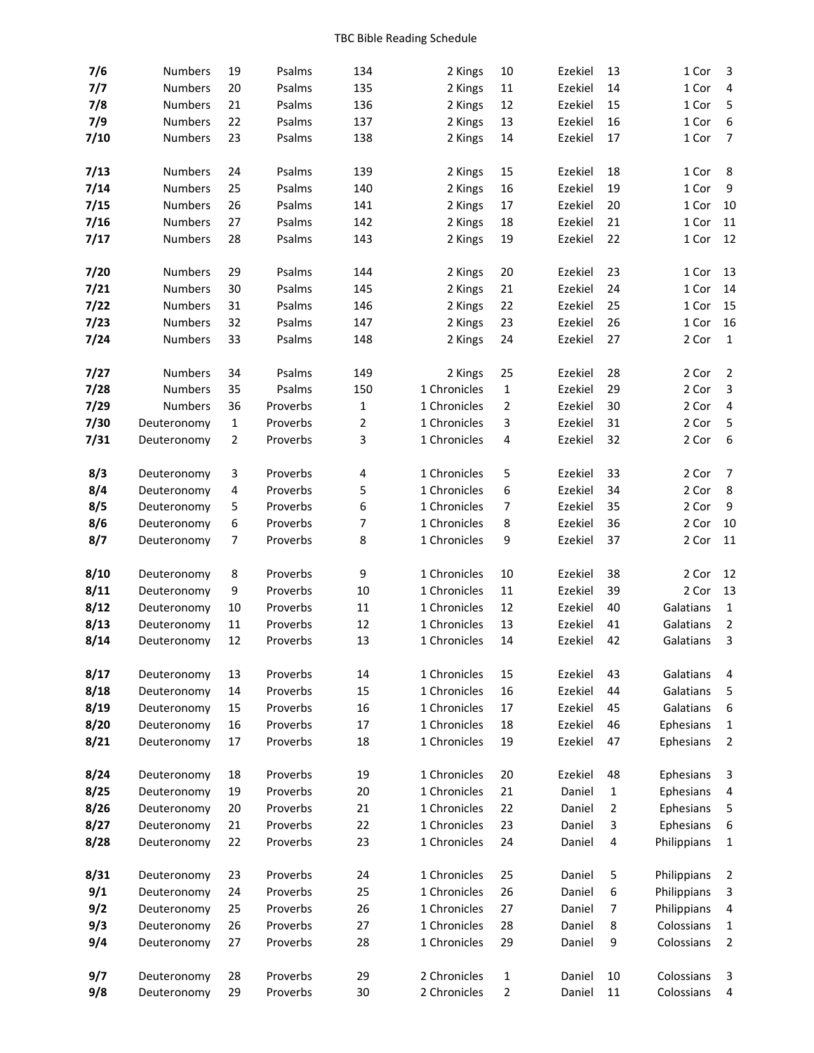TBC Bible Reading Schedule

| Date | | | | | | | | | | |
|---|---|---|---|---|---|---|---|---|---|---|
| **7/6** | Numbers | 19 | Psalms | 134 | 2 Kings | 10 | Ezekiel | 13 | 1 Cor | 3 |
| **7/7** | Numbers | 20 | Psalms | 135 | 2 Kings | 11 | Ezekiel | 14 | 1 Cor | 4 |
| **7/8** | Numbers | 21 | Psalms | 136 | 2 Kings | 12 | Ezekiel | 15 | 1 Cor | 5 |
| **7/9** | Numbers | 22 | Psalms | 137 | 2 Kings | 13 | Ezekiel | 16 | 1 Cor | 6 |
| **7/10** | Numbers | 23 | Psalms | 138 | 2 Kings | 14 | Ezekiel | 17 | 1 Cor | 7 |
| **7/13** | Numbers | 24 | Psalms | 139 | 2 Kings | 15 | Ezekiel | 18 | 1 Cor | 8 |
| **7/14** | Numbers | 25 | Psalms | 140 | 2 Kings | 16 | Ezekiel | 19 | 1 Cor | 9 |
| **7/15** | Numbers | 26 | Psalms | 141 | 2 Kings | 17 | Ezekiel | 20 | 1 Cor | 10 |
| **7/16** | Numbers | 27 | Psalms | 142 | 2 Kings | 18 | Ezekiel | 21 | 1 Cor | 11 |
| **7/17** | Numbers | 28 | Psalms | 143 | 2 Kings | 19 | Ezekiel | 22 | 1 Cor | 12 |
| **7/20** | Numbers | 29 | Psalms | 144 | 2 Kings | 20 | Ezekiel | 23 | 1 Cor | 13 |
| **7/21** | Numbers | 30 | Psalms | 145 | 2 Kings | 21 | Ezekiel | 24 | 1 Cor | 14 |
| **7/22** | Numbers | 31 | Psalms | 146 | 2 Kings | 22 | Ezekiel | 25 | 1 Cor | 15 |
| **7/23** | Numbers | 32 | Psalms | 147 | 2 Kings | 23 | Ezekiel | 26 | 1 Cor | 16 |
| **7/24** | Numbers | 33 | Psalms | 148 | 2 Kings | 24 | Ezekiel | 27 | 2 Cor | 1 |
| **7/27** | Numbers | 34 | Psalms | 149 | 2 Kings | 25 | Ezekiel | 28 | 2 Cor | 2 |
| **7/28** | Numbers | 35 | Psalms | 150 | 1 Chronicles | 1 | Ezekiel | 29 | 2 Cor | 3 |
| **7/29** | Numbers | 36 | Proverbs | 1 | 1 Chronicles | 2 | Ezekiel | 30 | 2 Cor | 4 |
| **7/30** | Deuteronomy | 1 | Proverbs | 2 | 1 Chronicles | 3 | Ezekiel | 31 | 2 Cor | 5 |
| **7/31** | Deuteronomy | 2 | Proverbs | 3 | 1 Chronicles | 4 | Ezekiel | 32 | 2 Cor | 6 |
| **8/3** | Deuteronomy | 3 | Proverbs | 4 | 1 Chronicles | 5 | Ezekiel | 33 | 2 Cor | 7 |
| **8/4** | Deuteronomy | 4 | Proverbs | 5 | 1 Chronicles | 6 | Ezekiel | 34 | 2 Cor | 8 |
| **8/5** | Deuteronomy | 5 | Proverbs | 6 | 1 Chronicles | 7 | Ezekiel | 35 | 2 Cor | 9 |
| **8/6** | Deuteronomy | 6 | Proverbs | 7 | 1 Chronicles | 8 | Ezekiel | 36 | 2 Cor | 10 |
| **8/7** | Deuteronomy | 7 | Proverbs | 8 | 1 Chronicles | 9 | Ezekiel | 37 | 2 Cor | 11 |
| **8/10** | Deuteronomy | 8 | Proverbs | 9 | 1 Chronicles | 10 | Ezekiel | 38 | 2 Cor | 12 |
| **8/11** | Deuteronomy | 9 | Proverbs | 10 | 1 Chronicles | 11 | Ezekiel | 39 | 2 Cor | 13 |
| **8/12** | Deuteronomy | 10 | Proverbs | 11 | 1 Chronicles | 12 | Ezekiel | 40 | Galatians | 1 |
| **8/13** | Deuteronomy | 11 | Proverbs | 12 | 1 Chronicles | 13 | Ezekiel | 41 | Galatians | 2 |
| **8/14** | Deuteronomy | 12 | Proverbs | 13 | 1 Chronicles | 14 | Ezekiel | 42 | Galatians | 3 |
| **8/17** | Deuteronomy | 13 | Proverbs | 14 | 1 Chronicles | 15 | Ezekiel | 43 | Galatians | 4 |
| **8/18** | Deuteronomy | 14 | Proverbs | 15 | 1 Chronicles | 16 | Ezekiel | 44 | Galatians | 5 |
| **8/19** | Deuteronomy | 15 | Proverbs | 16 | 1 Chronicles | 17 | Ezekiel | 45 | Galatians | 6 |
| **8/20** | Deuteronomy | 16 | Proverbs | 17 | 1 Chronicles | 18 | Ezekiel | 46 | Ephesians | 1 |
| **8/21** | Deuteronomy | 17 | Proverbs | 18 | 1 Chronicles | 19 | Ezekiel | 47 | Ephesians | 2 |
| **8/24** | Deuteronomy | 18 | Proverbs | 19 | 1 Chronicles | 20 | Ezekiel | 48 | Ephesians | 3 |
| **8/25** | Deuteronomy | 19 | Proverbs | 20 | 1 Chronicles | 21 | Daniel | 1 | Ephesians | 4 |
| **8/26** | Deuteronomy | 20 | Proverbs | 21 | 1 Chronicles | 22 | Daniel | 2 | Ephesians | 5 |
| **8/27** | Deuteronomy | 21 | Proverbs | 22 | 1 Chronicles | 23 | Daniel | 3 | Ephesians | 6 |
| **8/28** | Deuteronomy | 22 | Proverbs | 23 | 1 Chronicles | 24 | Daniel | 4 | Philippians | 1 |
| **8/31** | Deuteronomy | 23 | Proverbs | 24 | 1 Chronicles | 25 | Daniel | 5 | Philippians | 2 |
| **9/1** | Deuteronomy | 24 | Proverbs | 25 | 1 Chronicles | 26 | Daniel | 6 | Philippians | 3 |
| **9/2** | Deuteronomy | 25 | Proverbs | 26 | 1 Chronicles | 27 | Daniel | 7 | Philippians | 4 |
| **9/3** | Deuteronomy | 26 | Proverbs | 27 | 1 Chronicles | 28 | Daniel | 8 | Colossians | 1 |
| **9/4** | Deuteronomy | 27 | Proverbs | 28 | 1 Chronicles | 29 | Daniel | 9 | Colossians | 2 |
| **9/7** | Deuteronomy | 28 | Proverbs | 29 | 2 Chronicles | 1 | Daniel | 10 | Colossians | 3 |
| **9/8** | Deuteronomy | 29 | Proverbs | 30 | 2 Chronicles | 2 | Daniel | 11 | Colossians | 4 |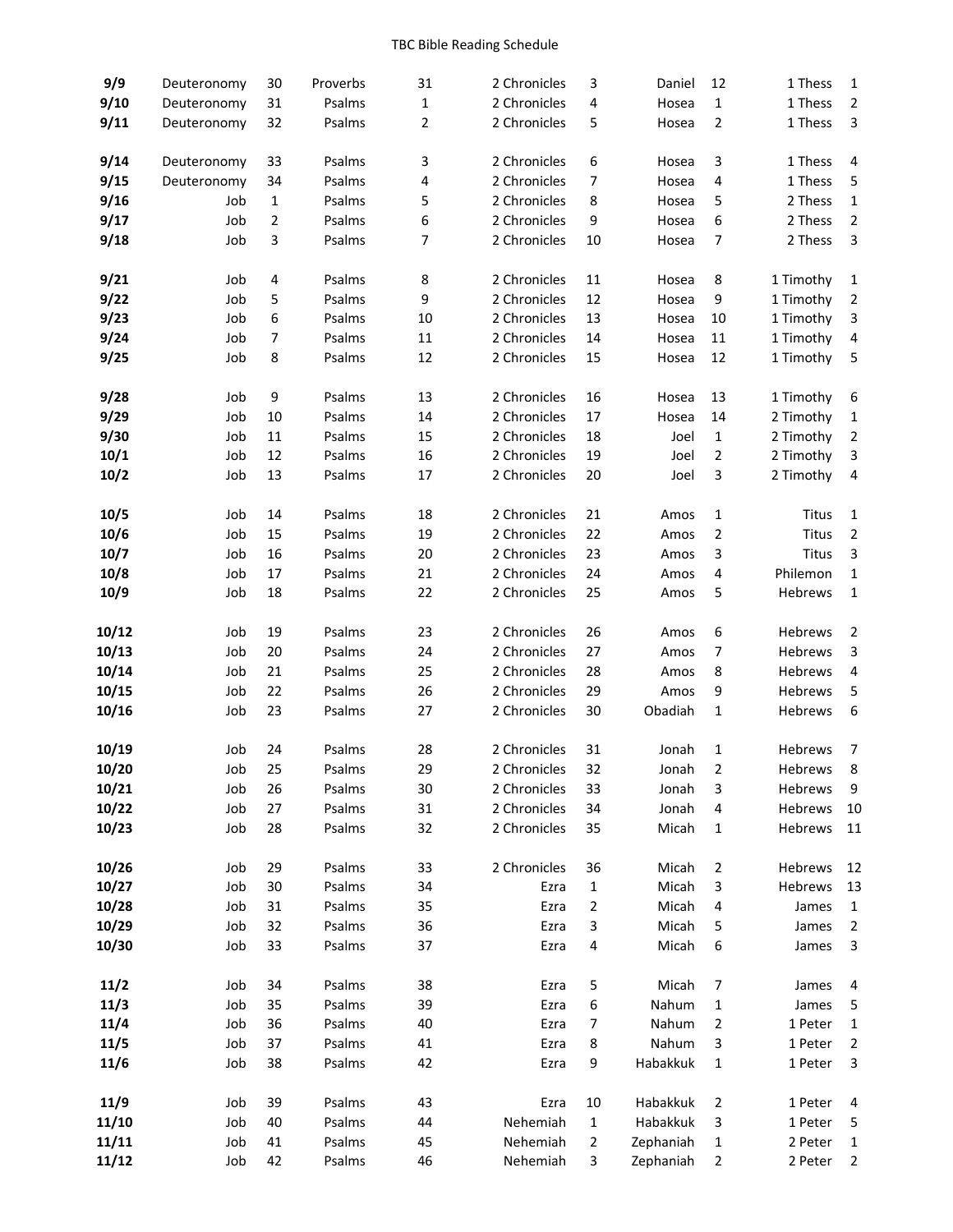TBC Bible Reading Schedule

| Date | Book | Ch | Book | Ch | Book | Ch | Book | Ch | Book | Ch |
|---|---|---|---|---|---|---|---|---|---|---|
| 9/9 | Deuteronomy | 30 | Proverbs | 31 | 2 Chronicles | 3 | Daniel | 12 | 1 Thess | 1 |
| 9/10 | Deuteronomy | 31 | Psalms | 1 | 2 Chronicles | 4 | Hosea | 1 | 1 Thess | 2 |
| 9/11 | Deuteronomy | 32 | Psalms | 2 | 2 Chronicles | 5 | Hosea | 2 | 1 Thess | 3 |
| 9/14 | Deuteronomy | 33 | Psalms | 3 | 2 Chronicles | 6 | Hosea | 3 | 1 Thess | 4 |
| 9/15 | Deuteronomy | 34 | Psalms | 4 | 2 Chronicles | 7 | Hosea | 4 | 1 Thess | 5 |
| 9/16 | Job | 1 | Psalms | 5 | 2 Chronicles | 8 | Hosea | 5 | 2 Thess | 1 |
| 9/17 | Job | 2 | Psalms | 6 | 2 Chronicles | 9 | Hosea | 6 | 2 Thess | 2 |
| 9/18 | Job | 3 | Psalms | 7 | 2 Chronicles | 10 | Hosea | 7 | 2 Thess | 3 |
| 9/21 | Job | 4 | Psalms | 8 | 2 Chronicles | 11 | Hosea | 8 | 1 Timothy | 1 |
| 9/22 | Job | 5 | Psalms | 9 | 2 Chronicles | 12 | Hosea | 9 | 1 Timothy | 2 |
| 9/23 | Job | 6 | Psalms | 10 | 2 Chronicles | 13 | Hosea | 10 | 1 Timothy | 3 |
| 9/24 | Job | 7 | Psalms | 11 | 2 Chronicles | 14 | Hosea | 11 | 1 Timothy | 4 |
| 9/25 | Job | 8 | Psalms | 12 | 2 Chronicles | 15 | Hosea | 12 | 1 Timothy | 5 |
| 9/28 | Job | 9 | Psalms | 13 | 2 Chronicles | 16 | Hosea | 13 | 1 Timothy | 6 |
| 9/29 | Job | 10 | Psalms | 14 | 2 Chronicles | 17 | Hosea | 14 | 2 Timothy | 1 |
| 9/30 | Job | 11 | Psalms | 15 | 2 Chronicles | 18 | Joel | 1 | 2 Timothy | 2 |
| 10/1 | Job | 12 | Psalms | 16 | 2 Chronicles | 19 | Joel | 2 | 2 Timothy | 3 |
| 10/2 | Job | 13 | Psalms | 17 | 2 Chronicles | 20 | Joel | 3 | 2 Timothy | 4 |
| 10/5 | Job | 14 | Psalms | 18 | 2 Chronicles | 21 | Amos | 1 | Titus | 1 |
| 10/6 | Job | 15 | Psalms | 19 | 2 Chronicles | 22 | Amos | 2 | Titus | 2 |
| 10/7 | Job | 16 | Psalms | 20 | 2 Chronicles | 23 | Amos | 3 | Titus | 3 |
| 10/8 | Job | 17 | Psalms | 21 | 2 Chronicles | 24 | Amos | 4 | Philemon | 1 |
| 10/9 | Job | 18 | Psalms | 22 | 2 Chronicles | 25 | Amos | 5 | Hebrews | 1 |
| 10/12 | Job | 19 | Psalms | 23 | 2 Chronicles | 26 | Amos | 6 | Hebrews | 2 |
| 10/13 | Job | 20 | Psalms | 24 | 2 Chronicles | 27 | Amos | 7 | Hebrews | 3 |
| 10/14 | Job | 21 | Psalms | 25 | 2 Chronicles | 28 | Amos | 8 | Hebrews | 4 |
| 10/15 | Job | 22 | Psalms | 26 | 2 Chronicles | 29 | Amos | 9 | Hebrews | 5 |
| 10/16 | Job | 23 | Psalms | 27 | 2 Chronicles | 30 | Obadiah | 1 | Hebrews | 6 |
| 10/19 | Job | 24 | Psalms | 28 | 2 Chronicles | 31 | Jonah | 1 | Hebrews | 7 |
| 10/20 | Job | 25 | Psalms | 29 | 2 Chronicles | 32 | Jonah | 2 | Hebrews | 8 |
| 10/21 | Job | 26 | Psalms | 30 | 2 Chronicles | 33 | Jonah | 3 | Hebrews | 9 |
| 10/22 | Job | 27 | Psalms | 31 | 2 Chronicles | 34 | Jonah | 4 | Hebrews | 10 |
| 10/23 | Job | 28 | Psalms | 32 | 2 Chronicles | 35 | Micah | 1 | Hebrews | 11 |
| 10/26 | Job | 29 | Psalms | 33 | 2 Chronicles | 36 | Micah | 2 | Hebrews | 12 |
| 10/27 | Job | 30 | Psalms | 34 | Ezra | 1 | Micah | 3 | Hebrews | 13 |
| 10/28 | Job | 31 | Psalms | 35 | Ezra | 2 | Micah | 4 | James | 1 |
| 10/29 | Job | 32 | Psalms | 36 | Ezra | 3 | Micah | 5 | James | 2 |
| 10/30 | Job | 33 | Psalms | 37 | Ezra | 4 | Micah | 6 | James | 3 |
| 11/2 | Job | 34 | Psalms | 38 | Ezra | 5 | Micah | 7 | James | 4 |
| 11/3 | Job | 35 | Psalms | 39 | Ezra | 6 | Nahum | 1 | James | 5 |
| 11/4 | Job | 36 | Psalms | 40 | Ezra | 7 | Nahum | 2 | 1 Peter | 1 |
| 11/5 | Job | 37 | Psalms | 41 | Ezra | 8 | Nahum | 3 | 1 Peter | 2 |
| 11/6 | Job | 38 | Psalms | 42 | Ezra | 9 | Habakkuk | 1 | 1 Peter | 3 |
| 11/9 | Job | 39 | Psalms | 43 | Ezra | 10 | Habakkuk | 2 | 1 Peter | 4 |
| 11/10 | Job | 40 | Psalms | 44 | Nehemiah | 1 | Habakkuk | 3 | 1 Peter | 5 |
| 11/11 | Job | 41 | Psalms | 45 | Nehemiah | 2 | Zephaniah | 1 | 2 Peter | 1 |
| 11/12 | Job | 42 | Psalms | 46 | Nehemiah | 3 | Zephaniah | 2 | 2 Peter | 2 |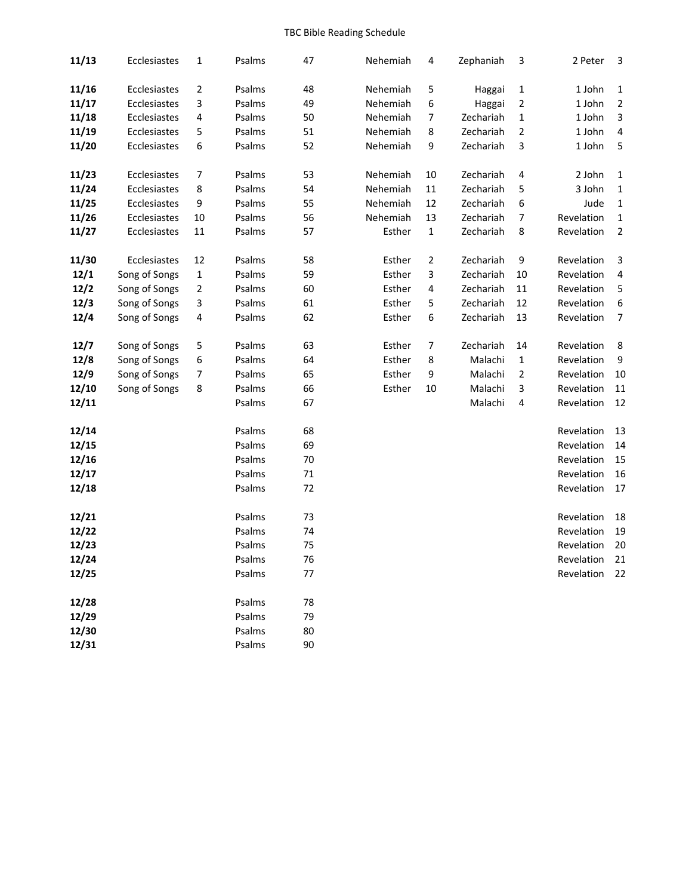TBC Bible Reading Schedule

| | | | | | | | | | | |
|---|---|---|---|---|---|---|---|---|---|---|
| **11/13** | Ecclesiastes | 1 | Psalms | 47 | Nehemiah | 4 | Zephaniah | 3 | 2 Peter | 3 |
| **11/16** | Ecclesiastes | 2 | Psalms | 48 | Nehemiah | 5 | Haggai | 1 | 1 John | 1 |
| **11/17** | Ecclesiastes | 3 | Psalms | 49 | Nehemiah | 6 | Haggai | 2 | 1 John | 2 |
| **11/18** | Ecclesiastes | 4 | Psalms | 50 | Nehemiah | 7 | Zechariah | 1 | 1 John | 3 |
| **11/19** | Ecclesiastes | 5 | Psalms | 51 | Nehemiah | 8 | Zechariah | 2 | 1 John | 4 |
| **11/20** | Ecclesiastes | 6 | Psalms | 52 | Nehemiah | 9 | Zechariah | 3 | 1 John | 5 |
| **11/23** | Ecclesiastes | 7 | Psalms | 53 | Nehemiah | 10 | Zechariah | 4 | 2 John | 1 |
| **11/24** | Ecclesiastes | 8 | Psalms | 54 | Nehemiah | 11 | Zechariah | 5 | 3 John | 1 |
| **11/25** | Ecclesiastes | 9 | Psalms | 55 | Nehemiah | 12 | Zechariah | 6 | Jude | 1 |
| **11/26** | Ecclesiastes | 10 | Psalms | 56 | Nehemiah | 13 | Zechariah | 7 | Revelation | 1 |
| **11/27** | Ecclesiastes | 11 | Psalms | 57 | Esther | 1 | Zechariah | 8 | Revelation | 2 |
| **11/30** | Ecclesiastes | 12 | Psalms | 58 | Esther | 2 | Zechariah | 9 | Revelation | 3 |
| **12/1** | Song of Songs | 1 | Psalms | 59 | Esther | 3 | Zechariah | 10 | Revelation | 4 |
| **12/2** | Song of Songs | 2 | Psalms | 60 | Esther | 4 | Zechariah | 11 | Revelation | 5 |
| **12/3** | Song of Songs | 3 | Psalms | 61 | Esther | 5 | Zechariah | 12 | Revelation | 6 |
| **12/4** | Song of Songs | 4 | Psalms | 62 | Esther | 6 | Zechariah | 13 | Revelation | 7 |
| **12/7** | Song of Songs | 5 | Psalms | 63 | Esther | 7 | Zechariah | 14 | Revelation | 8 |
| **12/8** | Song of Songs | 6 | Psalms | 64 | Esther | 8 | Malachi | 1 | Revelation | 9 |
| **12/9** | Song of Songs | 7 | Psalms | 65 | Esther | 9 | Malachi | 2 | Revelation | 10 |
| **12/10** | Song of Songs | 8 | Psalms | 66 | Esther | 10 | Malachi | 3 | Revelation | 11 |
| **12/11** | | | Psalms | 67 | | | Malachi | 4 | Revelation | 12 |
| **12/14** | | | Psalms | 68 | | | | | Revelation | 13 |
| **12/15** | | | Psalms | 69 | | | | | Revelation | 14 |
| **12/16** | | | Psalms | 70 | | | | | Revelation | 15 |
| **12/17** | | | Psalms | 71 | | | | | Revelation | 16 |
| **12/18** | | | Psalms | 72 | | | | | Revelation | 17 |
| **12/21** | | | Psalms | 73 | | | | | Revelation | 18 |
| **12/22** | | | Psalms | 74 | | | | | Revelation | 19 |
| **12/23** | | | Psalms | 75 | | | | | Revelation | 20 |
| **12/24** | | | Psalms | 76 | | | | | Revelation | 21 |
| **12/25** | | | Psalms | 77 | | | | | Revelation | 22 |
| **12/28** | | | Psalms | 78 | | | | | | |
| **12/29** | | | Psalms | 79 | | | | | | |
| **12/30** | | | Psalms | 80 | | | | | | |
| **12/31** | | | Psalms | 90 | | | | | | |